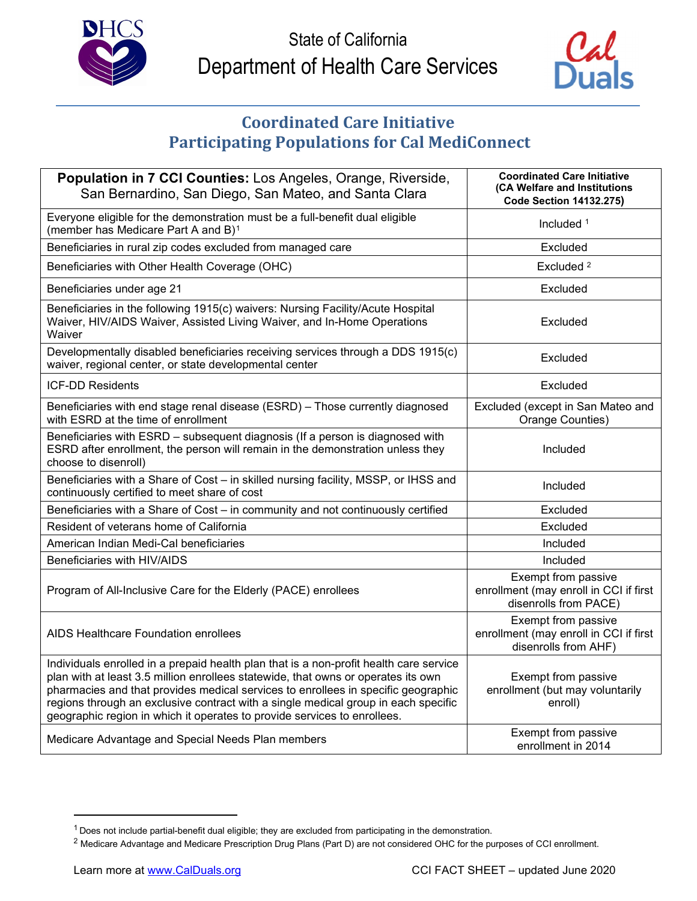State of California

Department of Health Care Services

# Coordinated Care Initiative
## Participating Populations for Cal MediConnect

| **Population in 7 CCI Counties:** Los Angeles, Orange, Riverside, San Bernardino, San Diego, San Mateo, and Santa Clara | **Coordinated Care Initiative (CA Welfare and Institutions Code Section 14132.275)** |
|---|---|
| Everyone eligible for the demonstration must be a full-benefit dual eligible (member has Medicare Part A and B)[1] | Included [1] |
| Beneficiaries in rural zip codes excluded from managed care | Excluded |
| Beneficiaries with Other Health Coverage (OHC) | Excluded [2] |
| Beneficiaries under age 21 | Excluded |
| Beneficiaries in the following 1915(c) waivers: Nursing Facility/Acute Hospital Waiver, HIV/AIDS Waiver, Assisted Living Waiver, and In-Home Operations Waiver | Excluded |
| Developmentally disabled beneficiaries receiving services through a DDS 1915(c) waiver, regional center, or state developmental center | Excluded |
| ICF-DD Residents | Excluded |
| Beneficiaries with end stage renal disease (ESRD) – Those currently diagnosed with ESRD at the time of enrollment | Excluded (except in San Mateo and Orange Counties) |
| Beneficiaries with ESRD – subsequent diagnosis (If a person is diagnosed with ESRD after enrollment, the person will remain in the demonstration unless they choose to disenroll) | Included |
| Beneficiaries with a Share of Cost – in skilled nursing facility, MSSP, or IHSS and continuously certified to meet share of cost | Included |
| Beneficiaries with a Share of Cost – in community and not continuously certified | Excluded |
| Resident of veterans home of California | Excluded |
| American Indian Medi-Cal beneficiaries | Included |
| Beneficiaries with HIV/AIDS | Included |
| Program of All-Inclusive Care for the Elderly (PACE) enrollees | Exempt from passive enrollment (may enroll in CCI if first disenrolls from PACE) |
| AIDS Healthcare Foundation enrollees | Exempt from passive enrollment (may enroll in CCI if first disenrolls from AHF) |
| Individuals enrolled in a prepaid health plan that is a non-profit health care service plan with at least 3.5 million enrollees statewide, that owns or operates its own pharmacies and that provides medical services to enrollees in specific geographic regions through an exclusive contract with a single medical group in each specific geographic region in which it operates to provide services to enrollees. | Exempt from passive enrollment (but may voluntarily enroll) |
| Medicare Advantage and Special Needs Plan members | Exempt from passive enrollment in 2014 |

[1] Does not include partial-benefit dual eligible; they are excluded from participating in the demonstration.

[2] Medicare Advantage and Medicare Prescription Drug Plans (Part D) are not considered OHC for the purposes of CCI enrollment.

Learn more at www.CalDuals.org

CCI FACT SHEET – updated June 2020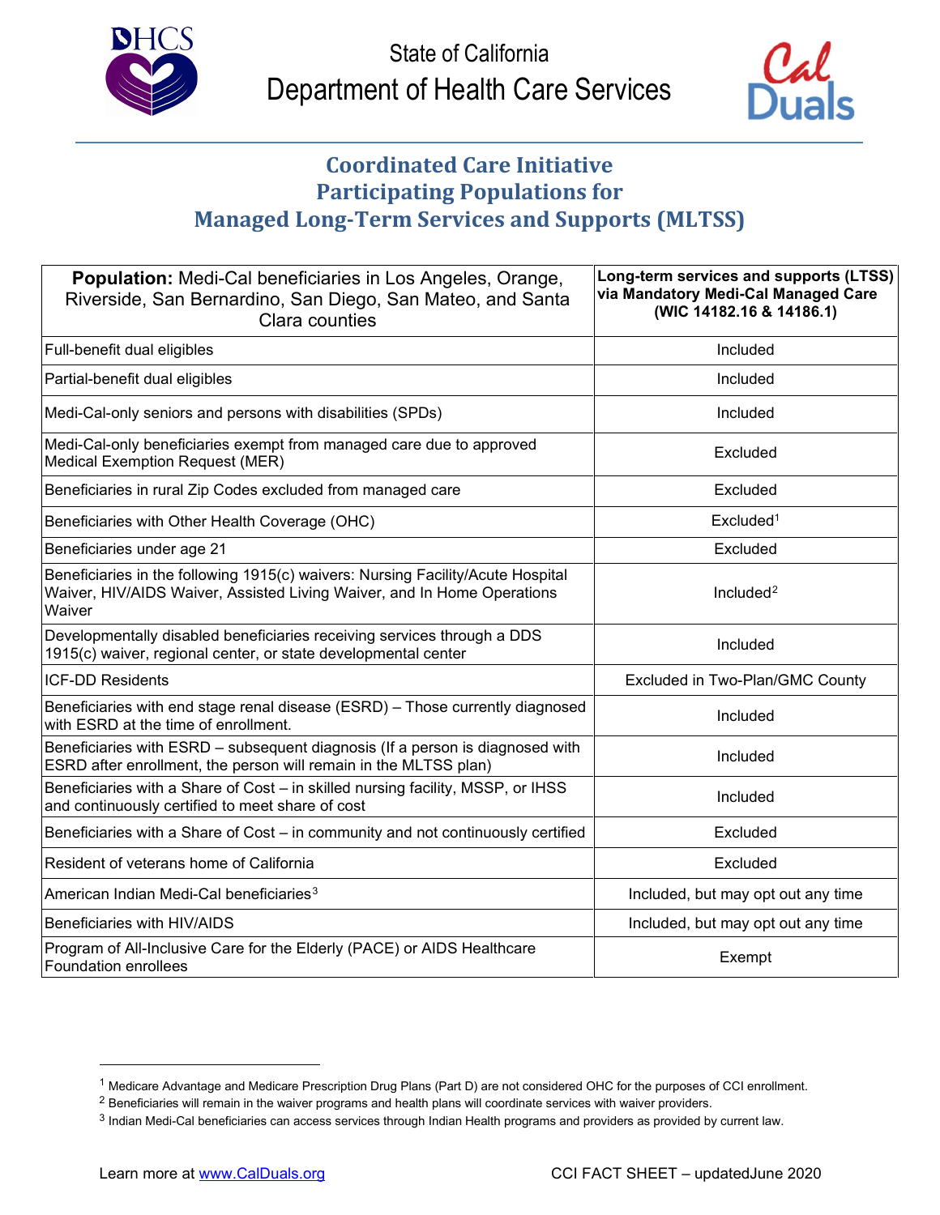State of California
Department of Health Care Services

# Coordinated Care Initiative Participating Populations for Managed Long-Term Services and Supports (MLTSS)

| **Population:** Medi-Cal beneficiaries in Los Angeles, Orange, Riverside, San Bernardino, San Diego, San Mateo, and Santa Clara counties | **Long-term services and supports (LTSS) via Mandatory Medi-Cal Managed Care (WIC 14182.16 & 14186.1)** |
|---|---|
| Full-benefit dual eligibles | Included |
| Partial-benefit dual eligibles | Included |
| Medi-Cal-only seniors and persons with disabilities (SPDs) | Included |
| Medi-Cal-only beneficiaries exempt from managed care due to approved Medical Exemption Request (MER) | Excluded |
| Beneficiaries in rural Zip Codes excluded from managed care | Excluded |
| Beneficiaries with Other Health Coverage (OHC) | Excluded[1] |
| Beneficiaries under age 21 | Excluded |
| Beneficiaries in the following 1915(c) waivers: Nursing Facility/Acute Hospital Waiver, HIV/AIDS Waiver, Assisted Living Waiver, and In Home Operations Waiver | Included[2] |
| Developmentally disabled beneficiaries receiving services through a DDS 1915(c) waiver, regional center, or state developmental center | Included |
| ICF-DD Residents | Excluded in Two-Plan/GMC County |
| Beneficiaries with end stage renal disease (ESRD) – Those currently diagnosed with ESRD at the time of enrollment. | Included |
| Beneficiaries with ESRD – subsequent diagnosis (If a person is diagnosed with ESRD after enrollment, the person will remain in the MLTSS plan) | Included |
| Beneficiaries with a Share of Cost – in skilled nursing facility, MSSP, or IHSS and continuously certified to meet share of cost | Included |
| Beneficiaries with a Share of Cost – in community and not continuously certified | Excluded |
| Resident of veterans home of California | Excluded |
| American Indian Medi-Cal beneficiaries[3] | Included, but may opt out any time |
| Beneficiaries with HIV/AIDS | Included, but may opt out any time |
| Program of All-Inclusive Care for the Elderly (PACE) or AIDS Healthcare Foundation enrollees | Exempt |

[1] Medicare Advantage and Medicare Prescription Drug Plans (Part D) are not considered OHC for the purposes of CCI enrollment.

[2] Beneficiaries will remain in the waiver programs and health plans will coordinate services with waiver providers.

[3] Indian Medi-Cal beneficiaries can access services through Indian Health programs and providers as provided by current law.

Learn more at [www.CalDuals.org](http://www.CalDuals.org)

CCI FACT SHEET – updatedJune 2020